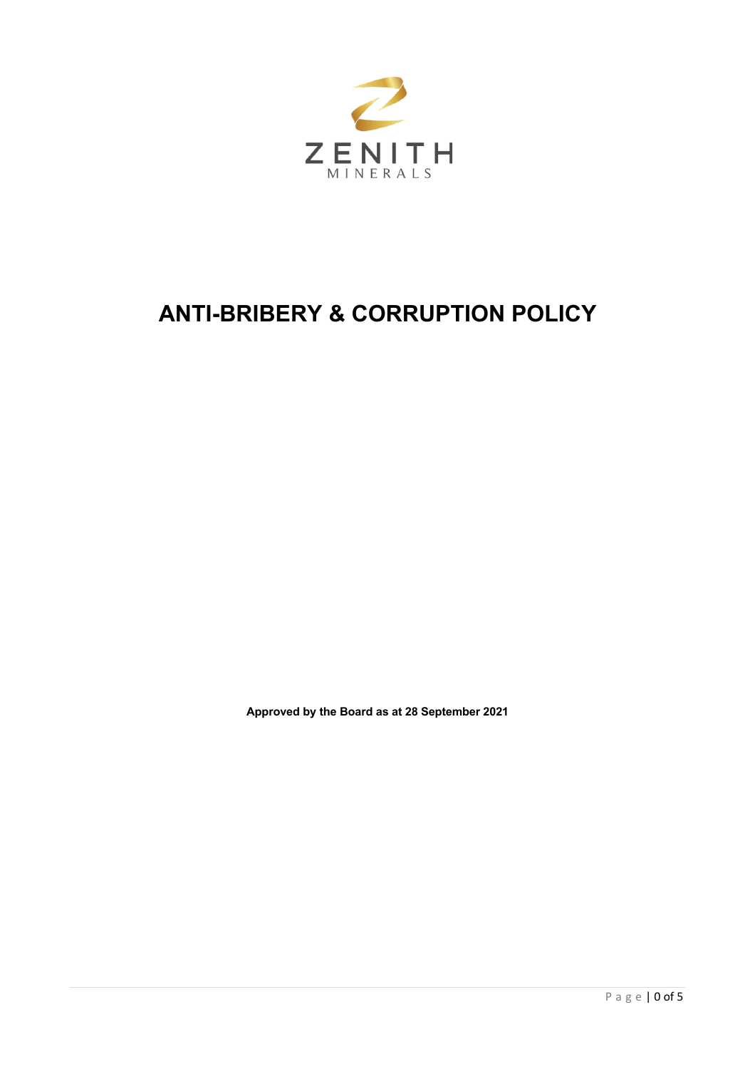ZENITH

MINERALS

# ANTI-BRIBERY & CORRUPTION POLICY

**Approved by the Board as at 28 September 2021**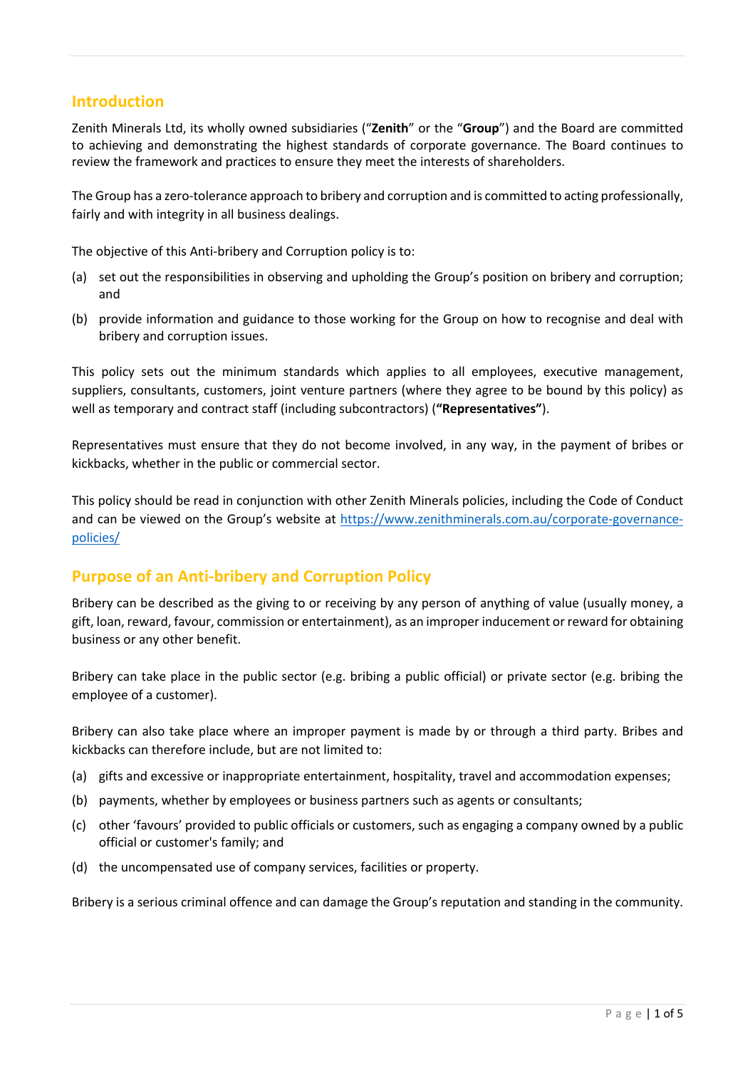## Introduction

Zenith Minerals Ltd, its wholly owned subsidiaries ("**Zenith**" or the "**Group**") and the Board are committed to achieving and demonstrating the highest standards of corporate governance. The Board continues to review the framework and practices to ensure they meet the interests of shareholders.

The Group has a zero-tolerance approach to bribery and corruption and is committed to acting professionally, fairly and with integrity in all business dealings.

The objective of this Anti-bribery and Corruption policy is to:

(a) set out the responsibilities in observing and upholding the Group's position on bribery and corruption; and

(b) provide information and guidance to those working for the Group on how to recognise and deal with bribery and corruption issues.

This policy sets out the minimum standards which applies to all employees, executive management, suppliers, consultants, customers, joint venture partners (where they agree to be bound by this policy) as well as temporary and contract staff (including subcontractors) (**"Representatives"**).

Representatives must ensure that they do not become involved, in any way, in the payment of bribes or kickbacks, whether in the public or commercial sector.

This policy should be read in conjunction with other Zenith Minerals policies, including the Code of Conduct and can be viewed on the Group's website at [https://www.zenithminerals.com.au/corporate-governance-policies/](https://www.zenithminerals.com.au/corporate-governance-policies/)

## Purpose of an Anti-bribery and Corruption Policy

Bribery can be described as the giving to or receiving by any person of anything of value (usually money, a gift, loan, reward, favour, commission or entertainment), as an improper inducement or reward for obtaining business or any other benefit.

Bribery can take place in the public sector (e.g. bribing a public official) or private sector (e.g. bribing the employee of a customer).

Bribery can also take place where an improper payment is made by or through a third party. Bribes and kickbacks can therefore include, but are not limited to:

(a) gifts and excessive or inappropriate entertainment, hospitality, travel and accommodation expenses;

(b) payments, whether by employees or business partners such as agents or consultants;

(c) other 'favours' provided to public officials or customers, such as engaging a company owned by a public official or customer's family; and

(d) the uncompensated use of company services, facilities or property.

Bribery is a serious criminal offence and can damage the Group's reputation and standing in the community.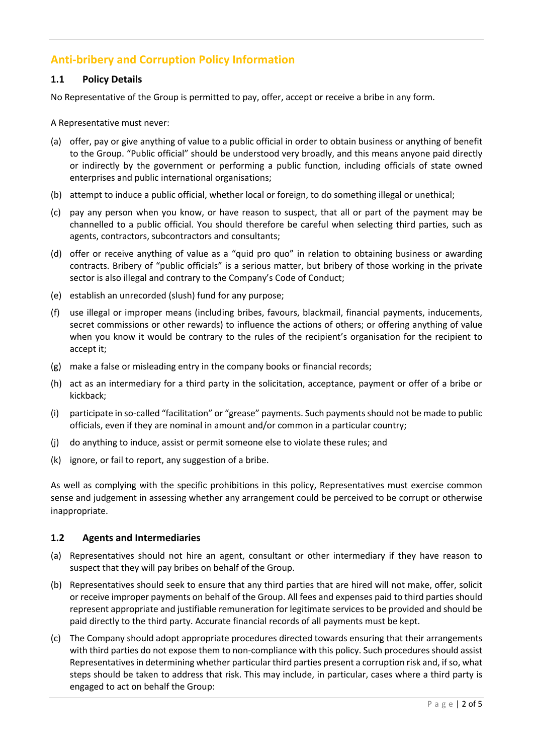## Anti-bribery and Corruption Policy Information

### 1.1 Policy Details

No Representative of the Group is permitted to pay, offer, accept or receive a bribe in any form.

A Representative must never:

(a) offer, pay or give anything of value to a public official in order to obtain business or anything of benefit to the Group. "Public official" should be understood very broadly, and this means anyone paid directly or indirectly by the government or performing a public function, including officials of state owned enterprises and public international organisations;

(b) attempt to induce a public official, whether local or foreign, to do something illegal or unethical;

(c) pay any person when you know, or have reason to suspect, that all or part of the payment may be channelled to a public official. You should therefore be careful when selecting third parties, such as agents, contractors, subcontractors and consultants;

(d) offer or receive anything of value as a "quid pro quo" in relation to obtaining business or awarding contracts. Bribery of "public officials" is a serious matter, but bribery of those working in the private sector is also illegal and contrary to the Company's Code of Conduct;

(e) establish an unrecorded (slush) fund for any purpose;

(f) use illegal or improper means (including bribes, favours, blackmail, financial payments, inducements, secret commissions or other rewards) to influence the actions of others; or offering anything of value when you know it would be contrary to the rules of the recipient's organisation for the recipient to accept it;

(g) make a false or misleading entry in the company books or financial records;

(h) act as an intermediary for a third party in the solicitation, acceptance, payment or offer of a bribe or kickback;

(i) participate in so-called "facilitation" or "grease" payments. Such payments should not be made to public officials, even if they are nominal in amount and/or common in a particular country;

(j) do anything to induce, assist or permit someone else to violate these rules; and

(k) ignore, or fail to report, any suggestion of a bribe.

As well as complying with the specific prohibitions in this policy, Representatives must exercise common sense and judgement in assessing whether any arrangement could be perceived to be corrupt or otherwise inappropriate.

### 1.2 Agents and Intermediaries

(a) Representatives should not hire an agent, consultant or other intermediary if they have reason to suspect that they will pay bribes on behalf of the Group.

(b) Representatives should seek to ensure that any third parties that are hired will not make, offer, solicit or receive improper payments on behalf of the Group. All fees and expenses paid to third parties should represent appropriate and justifiable remuneration for legitimate services to be provided and should be paid directly to the third party. Accurate financial records of all payments must be kept.

(c) The Company should adopt appropriate procedures directed towards ensuring that their arrangements with third parties do not expose them to non-compliance with this policy. Such procedures should assist Representatives in determining whether particular third parties present a corruption risk and, if so, what steps should be taken to address that risk. This may include, in particular, cases where a third party is engaged to act on behalf the Group: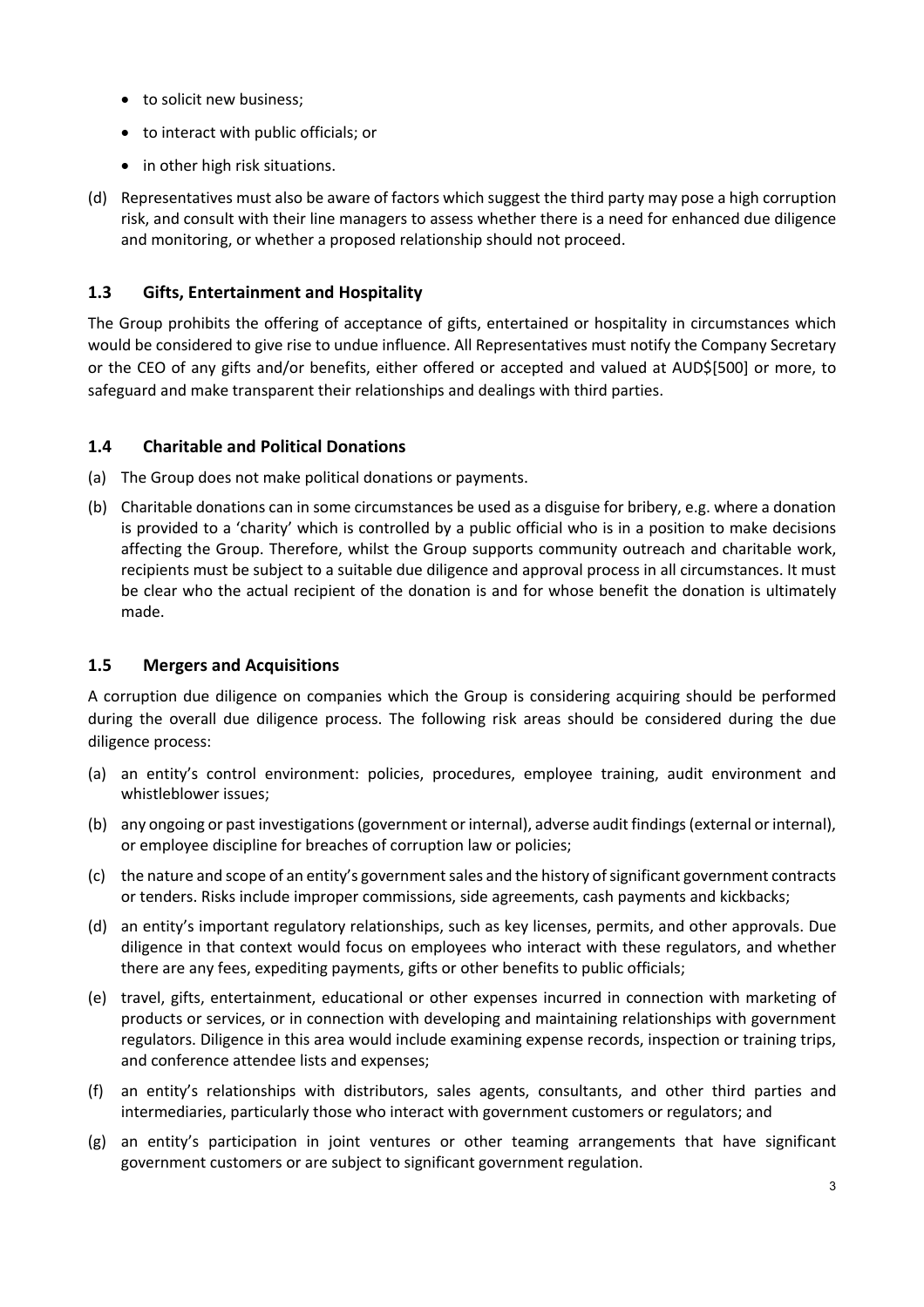- to solicit new business;
- to interact with public officials; or
- in other high risk situations.

(d) Representatives must also be aware of factors which suggest the third party may pose a high corruption risk, and consult with their line managers to assess whether there is a need for enhanced due diligence and monitoring, or whether a proposed relationship should not proceed.

### 1.3 Gifts, Entertainment and Hospitality

The Group prohibits the offering of acceptance of gifts, entertained or hospitality in circumstances which would be considered to give rise to undue influence. All Representatives must notify the Company Secretary or the CEO of any gifts and/or benefits, either offered or accepted and valued at AUD$[500] or more, to safeguard and make transparent their relationships and dealings with third parties.

### 1.4 Charitable and Political Donations

(a) The Group does not make political donations or payments.

(b) Charitable donations can in some circumstances be used as a disguise for bribery, e.g. where a donation is provided to a 'charity' which is controlled by a public official who is in a position to make decisions affecting the Group. Therefore, whilst the Group supports community outreach and charitable work, recipients must be subject to a suitable due diligence and approval process in all circumstances. It must be clear who the actual recipient of the donation is and for whose benefit the donation is ultimately made.

### 1.5 Mergers and Acquisitions

A corruption due diligence on companies which the Group is considering acquiring should be performed during the overall due diligence process. The following risk areas should be considered during the due diligence process:

(a) an entity's control environment: policies, procedures, employee training, audit environment and whistleblower issues;

(b) any ongoing or past investigations (government or internal), adverse audit findings (external or internal), or employee discipline for breaches of corruption law or policies;

(c) the nature and scope of an entity's government sales and the history of significant government contracts or tenders. Risks include improper commissions, side agreements, cash payments and kickbacks;

(d) an entity's important regulatory relationships, such as key licenses, permits, and other approvals. Due diligence in that context would focus on employees who interact with these regulators, and whether there are any fees, expediting payments, gifts or other benefits to public officials;

(e) travel, gifts, entertainment, educational or other expenses incurred in connection with marketing of products or services, or in connection with developing and maintaining relationships with government regulators. Diligence in this area would include examining expense records, inspection or training trips, and conference attendee lists and expenses;

(f) an entity's relationships with distributors, sales agents, consultants, and other third parties and intermediaries, particularly those who interact with government customers or regulators; and

(g) an entity's participation in joint ventures or other teaming arrangements that have significant government customers or are subject to significant government regulation.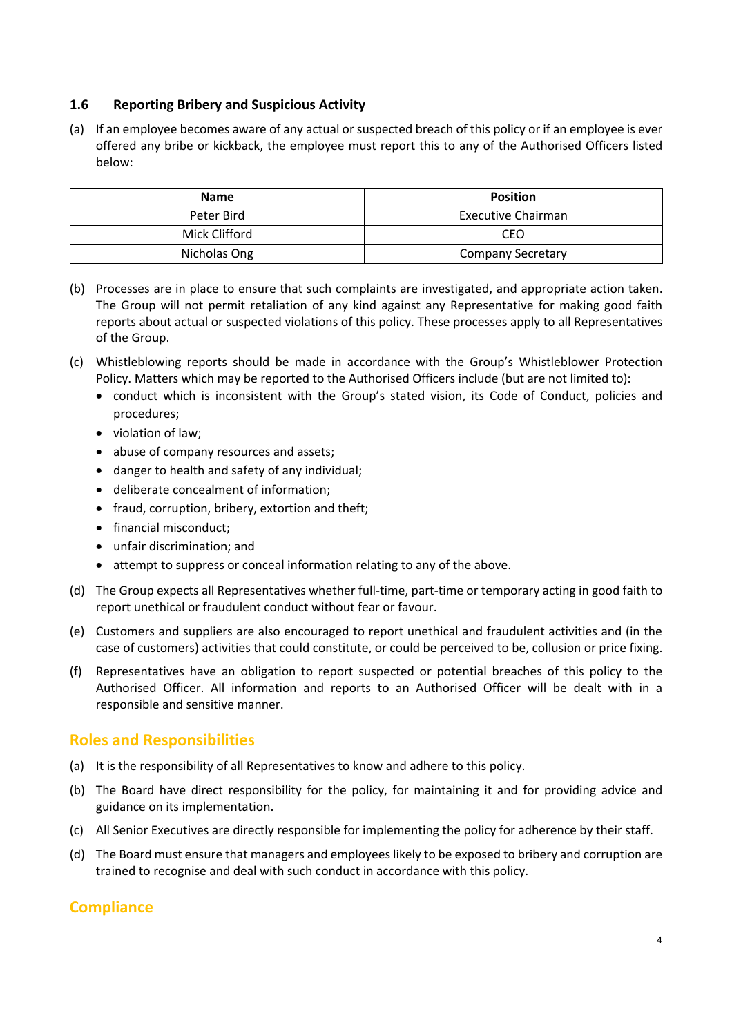### 1.6 Reporting Bribery and Suspicious Activity

(a) If an employee becomes aware of any actual or suspected breach of this policy or if an employee is ever offered any bribe or kickback, the employee must report this to any of the Authorised Officers listed below:

| Name | Position |
|---|---|
| Peter Bird | Executive Chairman |
| Mick Clifford | CEO |
| Nicholas Ong | Company Secretary |

(b) Processes are in place to ensure that such complaints are investigated, and appropriate action taken. The Group will not permit retaliation of any kind against any Representative for making good faith reports about actual or suspected violations of this policy. These processes apply to all Representatives of the Group.

(c) Whistleblowing reports should be made in accordance with the Group's Whistleblower Protection Policy. Matters which may be reported to the Authorised Officers include (but are not limited to):
- conduct which is inconsistent with the Group's stated vision, its Code of Conduct, policies and procedures;
- violation of law;
- abuse of company resources and assets;
- danger to health and safety of any individual;
- deliberate concealment of information;
- fraud, corruption, bribery, extortion and theft;
- financial misconduct;
- unfair discrimination; and
- attempt to suppress or conceal information relating to any of the above.

(d) The Group expects all Representatives whether full-time, part-time or temporary acting in good faith to report unethical or fraudulent conduct without fear or favour.

(e) Customers and suppliers are also encouraged to report unethical and fraudulent activities and (in the case of customers) activities that could constitute, or could be perceived to be, collusion or price fixing.

(f) Representatives have an obligation to report suspected or potential breaches of this policy to the Authorised Officer. All information and reports to an Authorised Officer will be dealt with in a responsible and sensitive manner.

## Roles and Responsibilities

(a) It is the responsibility of all Representatives to know and adhere to this policy.

(b) The Board have direct responsibility for the policy, for maintaining it and for providing advice and guidance on its implementation.

(c) All Senior Executives are directly responsible for implementing the policy for adherence by their staff.

(d) The Board must ensure that managers and employees likely to be exposed to bribery and corruption are trained to recognise and deal with such conduct in accordance with this policy.

## Compliance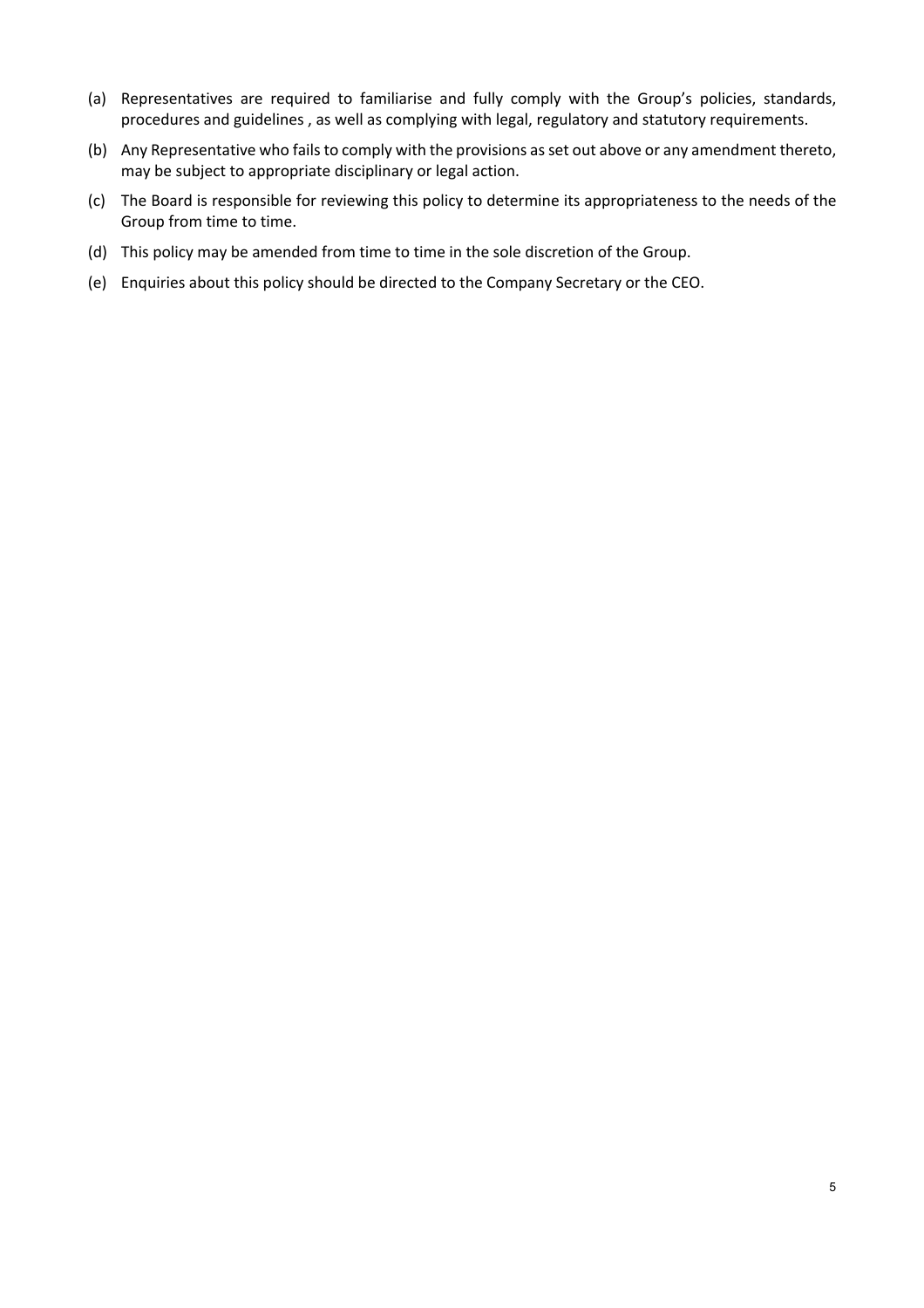(a) Representatives are required to familiarise and fully comply with the Group's policies, standards, procedures and guidelines , as well as complying with legal, regulatory and statutory requirements.

(b) Any Representative who fails to comply with the provisions as set out above or any amendment thereto, may be subject to appropriate disciplinary or legal action.

(c) The Board is responsible for reviewing this policy to determine its appropriateness to the needs of the Group from time to time.

(d) This policy may be amended from time to time in the sole discretion of the Group.

(e) Enquiries about this policy should be directed to the Company Secretary or the CEO.